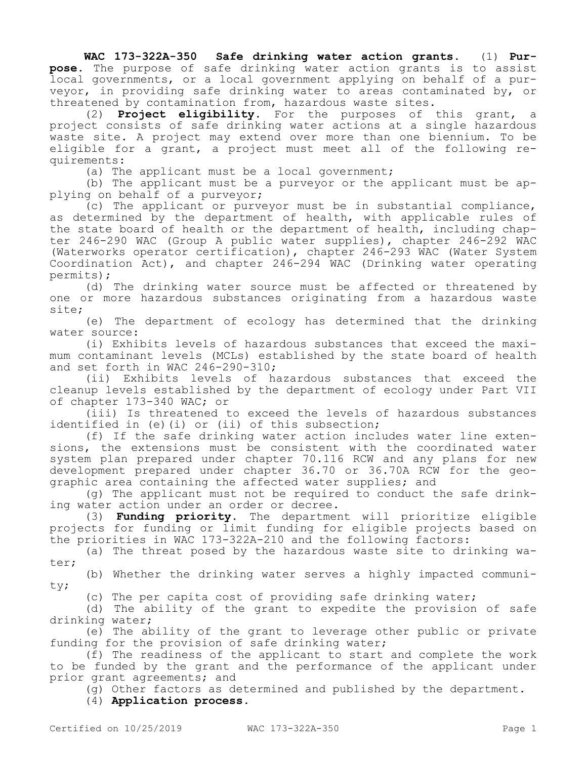**WAC 173-322A-350 Safe drinking water action grants.** (1) **Purpose.** The purpose of safe drinking water action grants is to assist local governments, or a local government applying on behalf of a purveyor, in providing safe drinking water to areas contaminated by, or threatened by contamination from, hazardous waste sites.

(2) **Project eligibility.** For the purposes of this grant, a project consists of safe drinking water actions at a single hazardous waste site. A project may extend over more than one biennium. To be eligible for a grant, a project must meet all of the following requirements:

(a) The applicant must be a local government;

(b) The applicant must be a purveyor or the applicant must be applying on behalf of a purveyor;

(c) The applicant or purveyor must be in substantial compliance, as determined by the department of health, with applicable rules of the state board of health or the department of health, including chapter 246-290 WAC (Group A public water supplies), chapter 246-292 WAC (Waterworks operator certification), chapter 246-293 WAC (Water System Coordination Act), and chapter 246-294 WAC (Drinking water operating permits);

(d) The drinking water source must be affected or threatened by one or more hazardous substances originating from a hazardous waste site;

(e) The department of ecology has determined that the drinking water source:

(i) Exhibits levels of hazardous substances that exceed the maximum contaminant levels (MCLs) established by the state board of health and set forth in WAC 246-290-310;

(ii) Exhibits levels of hazardous substances that exceed the cleanup levels established by the department of ecology under Part VII of chapter 173-340 WAC; or

(iii) Is threatened to exceed the levels of hazardous substances identified in (e)(i) or (ii) of this subsection;

(f) If the safe drinking water action includes water line extensions, the extensions must be consistent with the coordinated water system plan prepared under chapter 70.116 RCW and any plans for new development prepared under chapter 36.70 or 36.70A RCW for the geographic area containing the affected water supplies; and

(g) The applicant must not be required to conduct the safe drinking water action under an order or decree.

(3) **Funding priority.** The department will prioritize eligible projects for funding or limit funding for eligible projects based on the priorities in WAC 173-322A-210 and the following factors:

(a) The threat posed by the hazardous waste site to drinking water;

(b) Whether the drinking water serves a highly impacted community;

(c) The per capita cost of providing safe drinking water;

(d) The ability of the grant to expedite the provision of safe drinking water;

(e) The ability of the grant to leverage other public or private funding for the provision of safe drinking water;

(f) The readiness of the applicant to start and complete the work to be funded by the grant and the performance of the applicant under prior grant agreements; and

(g) Other factors as determined and published by the department.

(4) **Application process.**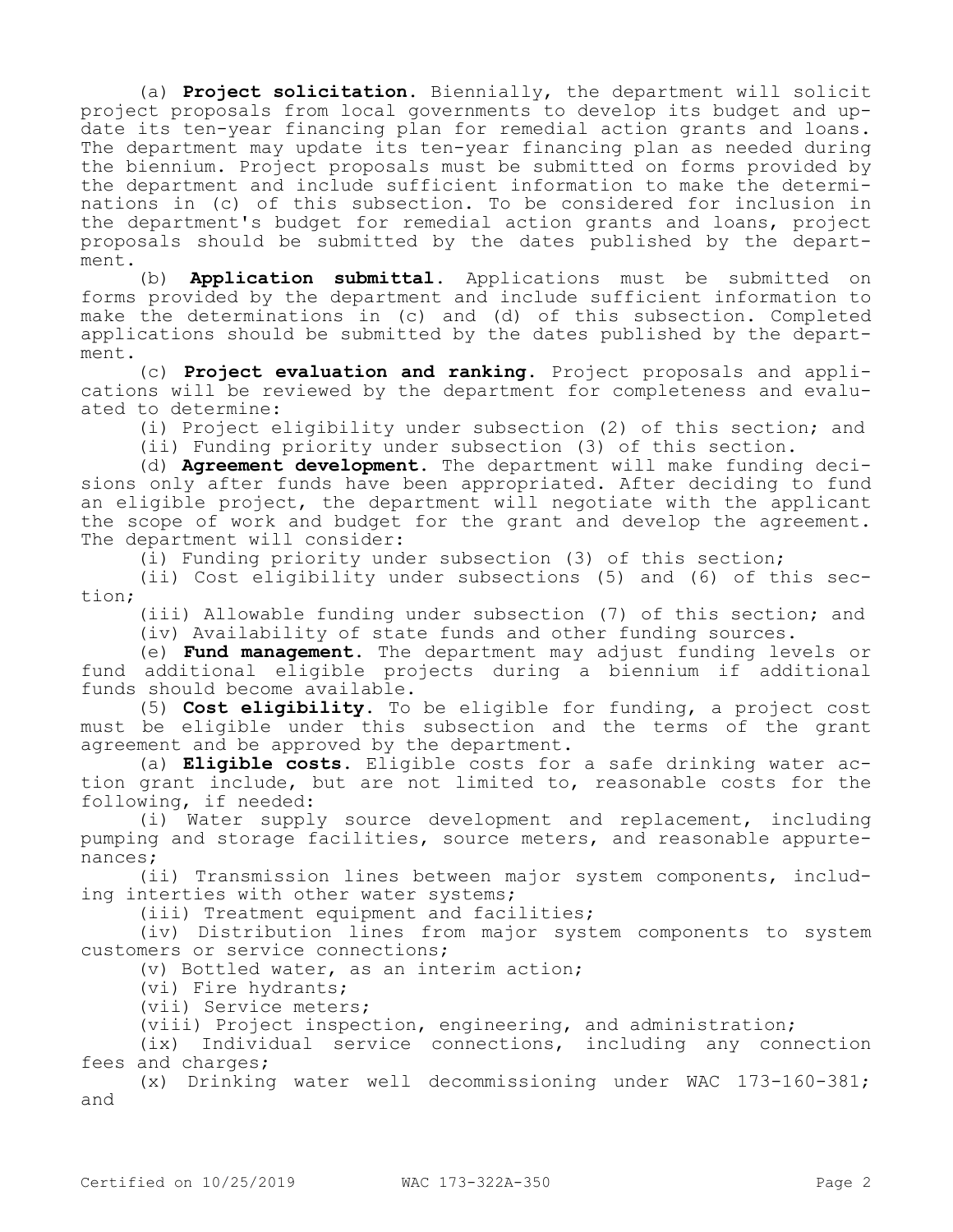(a) **Project solicitation.** Biennially, the department will solicit project proposals from local governments to develop its budget and update its ten-year financing plan for remedial action grants and loans. The department may update its ten-year financing plan as needed during the biennium. Project proposals must be submitted on forms provided by the department and include sufficient information to make the determinations in (c) of this subsection. To be considered for inclusion in the department's budget for remedial action grants and loans, project proposals should be submitted by the dates published by the department.

(b) **Application submittal.** Applications must be submitted on forms provided by the department and include sufficient information to make the determinations in (c) and (d) of this subsection. Completed applications should be submitted by the dates published by the department.

(c) **Project evaluation and ranking.** Project proposals and applications will be reviewed by the department for completeness and evaluated to determine:

(i) Project eligibility under subsection (2) of this section; and

(ii) Funding priority under subsection (3) of this section.

(d) **Agreement development.** The department will make funding decisions only after funds have been appropriated. After deciding to fund an eligible project, the department will negotiate with the applicant the scope of work and budget for the grant and develop the agreement. The department will consider:

(i) Funding priority under subsection (3) of this section;

(ii) Cost eligibility under subsections (5) and (6) of this section;

(iii) Allowable funding under subsection (7) of this section; and

(iv) Availability of state funds and other funding sources.

(e) **Fund management.** The department may adjust funding levels or fund additional eligible projects during a biennium if additional funds should become available.

(5) **Cost eligibility.** To be eligible for funding, a project cost must be eligible under this subsection and the terms of the grant agreement and be approved by the department.

(a) **Eligible costs.** Eligible costs for a safe drinking water action grant include, but are not limited to, reasonable costs for the following, if needed:

(i) Water supply source development and replacement, including pumping and storage facilities, source meters, and reasonable appurtenances;

(ii) Transmission lines between major system components, including interties with other water systems;

(iii) Treatment equipment and facilities;

(iv) Distribution lines from major system components to system customers or service connections;

(v) Bottled water, as an interim action;

(vi) Fire hydrants;

(vii) Service meters;

(viii) Project inspection, engineering, and administration;

(ix) Individual service connections, including any connection fees and charges;

(x) Drinking water well decommissioning under WAC 173-160-381; and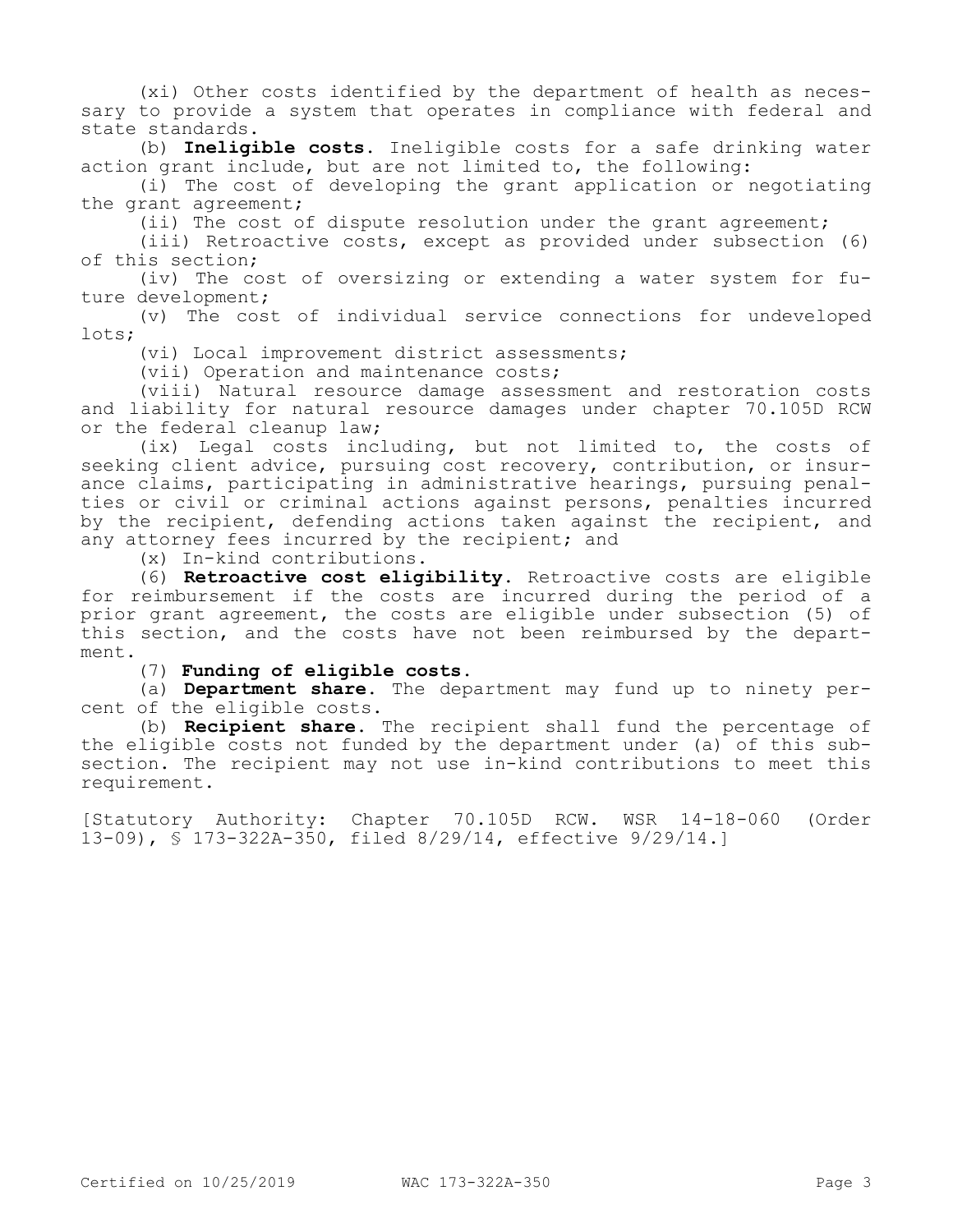(xi) Other costs identified by the department of health as necessary to provide a system that operates in compliance with federal and state standards.

(b) **Ineligible costs.** Ineligible costs for a safe drinking water action grant include, but are not limited to, the following:

(i) The cost of developing the grant application or negotiating the grant agreement;

(ii) The cost of dispute resolution under the grant agreement;

(iii) Retroactive costs, except as provided under subsection (6) of this section;

(iv) The cost of oversizing or extending a water system for future development;

(v) The cost of individual service connections for undeveloped lots;

(vi) Local improvement district assessments;

(vii) Operation and maintenance costs;

(viii) Natural resource damage assessment and restoration costs and liability for natural resource damages under chapter 70.105D RCW or the federal cleanup law;

(ix) Legal costs including, but not limited to, the costs of seeking client advice, pursuing cost recovery, contribution, or insurance claims, participating in administrative hearings, pursuing penalties or civil or criminal actions against persons, penalties incurred by the recipient, defending actions taken against the recipient, and any attorney fees incurred by the recipient; and

(x) In-kind contributions.

(6) **Retroactive cost eligibility.** Retroactive costs are eligible for reimbursement if the costs are incurred during the period of a prior grant agreement, the costs are eligible under subsection (5) of this section, and the costs have not been reimbursed by the department.

(7) **Funding of eligible costs.**

(a) **Department share.** The department may fund up to ninety percent of the eligible costs.

(b) **Recipient share.** The recipient shall fund the percentage of the eligible costs not funded by the department under (a) of this subsection. The recipient may not use in-kind contributions to meet this requirement.

[Statutory Authority: Chapter 70.105D RCW. WSR 14-18-060 (Order 13-09), § 173-322A-350, filed 8/29/14, effective 9/29/14.]